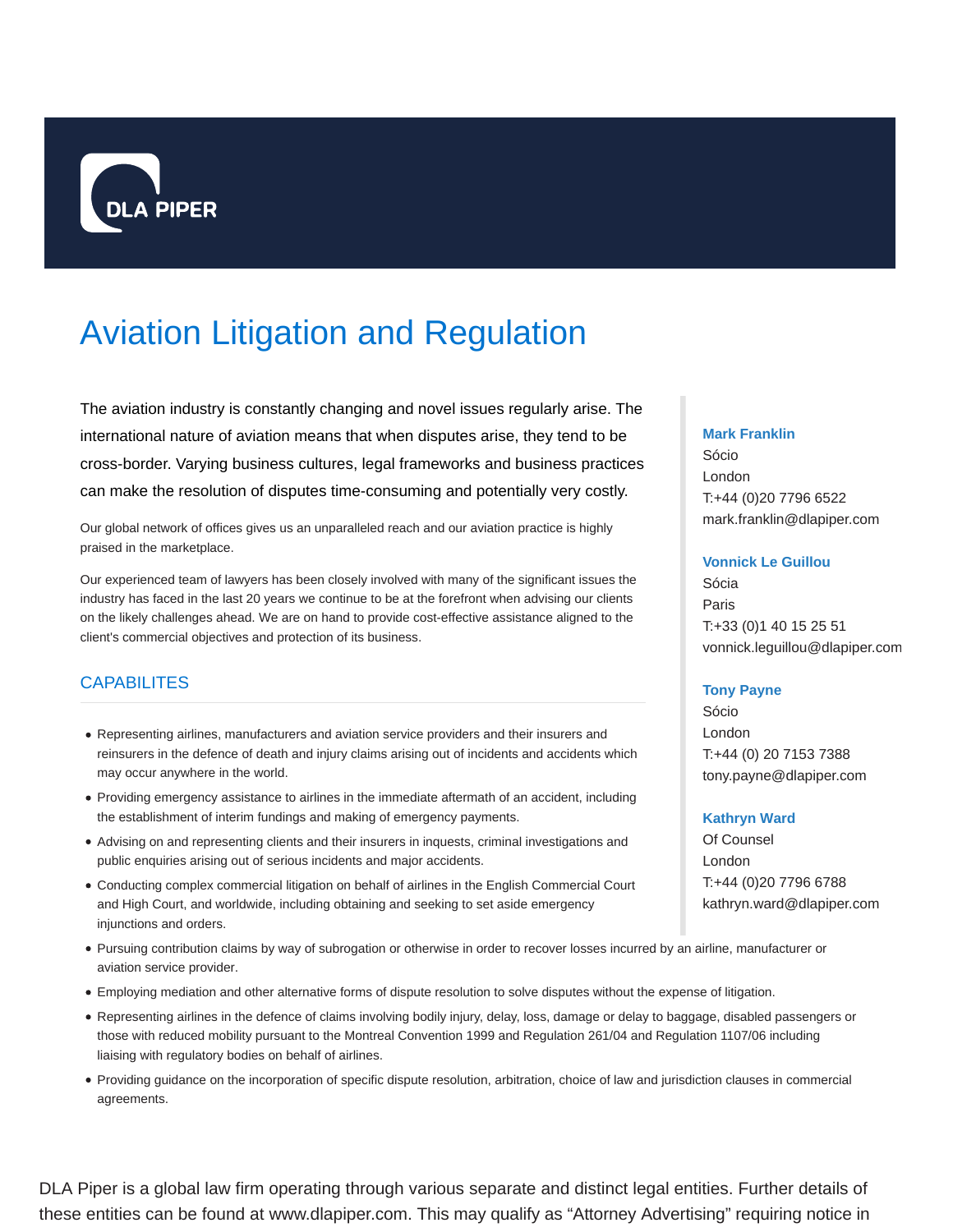DLA PIPER

# Aviation Litigation and Regulation

The aviation industry is constantly changing and novel issues regularly arise. The international nature of aviation means that when disputes arise, they tend to be cross-border. Varying business cultures, legal frameworks and business practices can make the resolution of disputes time-consuming and potentially very costly.

Our global network of offices gives us an unparalleled reach and our aviation practice is highly praised in the marketplace.

Our experienced team of lawyers has been closely involved with many of the significant issues the industry has faced in the last 20 years we continue to be at the forefront when advising our clients on the likely challenges ahead. We are on hand to provide cost-effective assistance aligned to the client's commercial objectives and protection of its business.

## CAPABILITES

- Representing airlines, manufacturers and aviation service providers and their insurers and reinsurers in the defence of death and injury claims arising out of incidents and accidents which may occur anywhere in the world.
- Providing emergency assistance to airlines in the immediate aftermath of an accident, including the establishment of interim fundings and making of emergency payments.
- Advising on and representing clients and their insurers in inquests, criminal investigations and public enquiries arising out of serious incidents and major accidents.
- Conducting complex commercial litigation on behalf of airlines in the English Commercial Court and High Court, and worldwide, including obtaining and seeking to set aside emergency injunctions and orders.
- Pursuing contribution claims by way of subrogation or otherwise in order to recover losses incurred by an airline, manufacturer or aviation service provider.
- Employing mediation and other alternative forms of dispute resolution to solve disputes without the expense of litigation.
- Representing airlines in the defence of claims involving bodily injury, delay, loss, damage or delay to baggage, disabled passengers or those with reduced mobility pursuant to the Montreal Convention 1999 and Regulation 261/04 and Regulation 1107/06 including liaising with regulatory bodies on behalf of airlines.
- Providing guidance on the incorporation of specific dispute resolution, arbitration, choice of law and jurisdiction clauses in commercial agreements.

**Mark Franklin**
Sócio
London
T:+44 (0)20 7796 6522
mark.franklin@dlapiper.com

**Vonnick Le Guillou**
Sócia
Paris
T:+33 (0)1 40 15 25 51
vonnick.leguillou@dlapiper.com

**Tony Payne**
Sócio
London
T:+44 (0) 20 7153 7388
tony.payne@dlapiper.com

**Kathryn Ward**
Of Counsel
London
T:+44 (0)20 7796 6788
kathryn.ward@dlapiper.com

DLA Piper is a global law firm operating through various separate and distinct legal entities. Further details of these entities can be found at www.dlapiper.com. This may qualify as "Attorney Advertising" requiring notice in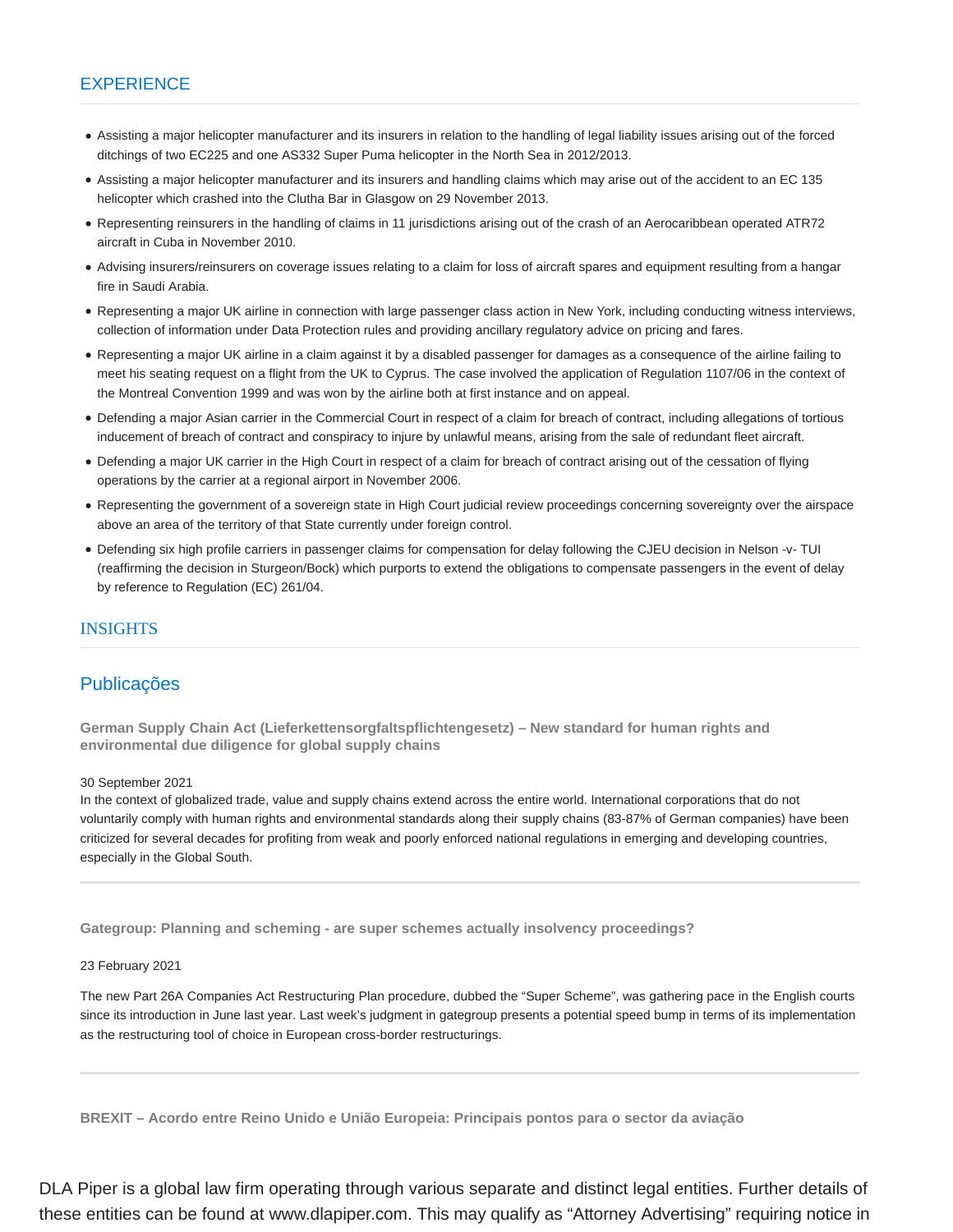## EXPERIENCE

- Assisting a major helicopter manufacturer and its insurers in relation to the handling of legal liability issues arising out of the forced ditchings of two EC225 and one AS332 Super Puma helicopter in the North Sea in 2012/2013.
- Assisting a major helicopter manufacturer and its insurers and handling claims which may arise out of the accident to an EC 135 helicopter which crashed into the Clutha Bar in Glasgow on 29 November 2013.
- Representing reinsurers in the handling of claims in 11 jurisdictions arising out of the crash of an Aerocaribbean operated ATR72 aircraft in Cuba in November 2010.
- Advising insurers/reinsurers on coverage issues relating to a claim for loss of aircraft spares and equipment resulting from a hangar fire in Saudi Arabia.
- Representing a major UK airline in connection with large passenger class action in New York, including conducting witness interviews, collection of information under Data Protection rules and providing ancillary regulatory advice on pricing and fares.
- Representing a major UK airline in a claim against it by a disabled passenger for damages as a consequence of the airline failing to meet his seating request on a flight from the UK to Cyprus. The case involved the application of Regulation 1107/06 in the context of the Montreal Convention 1999 and was won by the airline both at first instance and on appeal.
- Defending a major Asian carrier in the Commercial Court in respect of a claim for breach of contract, including allegations of tortious inducement of breach of contract and conspiracy to injure by unlawful means, arising from the sale of redundant fleet aircraft.
- Defending a major UK carrier in the High Court in respect of a claim for breach of contract arising out of the cessation of flying operations by the carrier at a regional airport in November 2006.
- Representing the government of a sovereign state in High Court judicial review proceedings concerning sovereignty over the airspace above an area of the territory of that State currently under foreign control.
- Defending six high profile carriers in passenger claims for compensation for delay following the CJEU decision in Nelson -v- TUI (reaffirming the decision in Sturgeon/Bock) which purports to extend the obligations to compensate passengers in the event of delay by reference to Regulation (EC) 261/04.

## INSIGHTS

## Publicações

**German Supply Chain Act (Lieferkettensorgfaltspflichtengesetz) – New standard for human rights and environmental due diligence for global supply chains**

30 September 2021

In the context of globalized trade, value and supply chains extend across the entire world. International corporations that do not voluntarily comply with human rights and environmental standards along their supply chains (83-87% of German companies) have been criticized for several decades for profiting from weak and poorly enforced national regulations in emerging and developing countries, especially in the Global South.

---

**Gategroup: Planning and scheming - are super schemes actually insolvency proceedings?**

23 February 2021

The new Part 26A Companies Act Restructuring Plan procedure, dubbed the "Super Scheme", was gathering pace in the English courts since its introduction in June last year. Last week's judgment in gategroup presents a potential speed bump in terms of its implementation as the restructuring tool of choice in European cross-border restructurings.

---

**BREXIT – Acordo entre Reino Unido e União Europeia: Principais pontos para o sector da aviação**

DLA Piper is a global law firm operating through various separate and distinct legal entities. Further details of these entities can be found at www.dlapiper.com. This may qualify as "Attorney Advertising" requiring notice in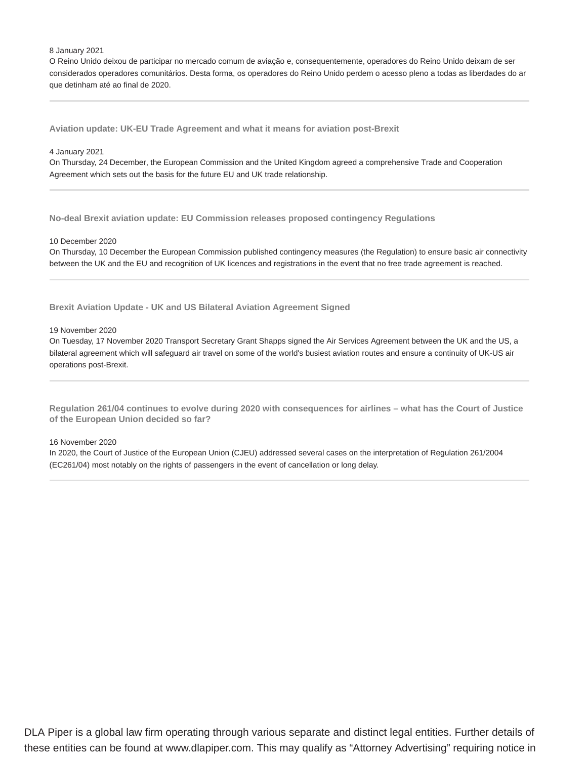8 January 2021

O Reino Unido deixou de participar no mercado comum de aviação e, consequentemente, operadores do Reino Unido deixam de ser considerados operadores comunitários. Desta forma, os operadores do Reino Unido perdem o acesso pleno a todas as liberdades do ar que detinham até ao final de 2020.

---

**Aviation update: UK-EU Trade Agreement and what it means for aviation post-Brexit**

4 January 2021

On Thursday, 24 December, the European Commission and the United Kingdom agreed a comprehensive Trade and Cooperation Agreement which sets out the basis for the future EU and UK trade relationship.

---

**No-deal Brexit aviation update: EU Commission releases proposed contingency Regulations**

10 December 2020

On Thursday, 10 December the European Commission published contingency measures (the Regulation) to ensure basic air connectivity between the UK and the EU and recognition of UK licences and registrations in the event that no free trade agreement is reached.

---

**Brexit Aviation Update - UK and US Bilateral Aviation Agreement Signed**

19 November 2020

On Tuesday, 17 November 2020 Transport Secretary Grant Shapps signed the Air Services Agreement between the UK and the US, a bilateral agreement which will safeguard air travel on some of the world's busiest aviation routes and ensure a continuity of UK-US air operations post-Brexit.

---

**Regulation 261/04 continues to evolve during 2020 with consequences for airlines – what has the Court of Justice of the European Union decided so far?**

16 November 2020

In 2020, the Court of Justice of the European Union (CJEU) addressed several cases on the interpretation of Regulation 261/2004 (EC261/04) most notably on the rights of passengers in the event of cancellation or long delay.

---

DLA Piper is a global law firm operating through various separate and distinct legal entities. Further details of these entities can be found at www.dlapiper.com. This may qualify as “Attorney Advertising” requiring notice in